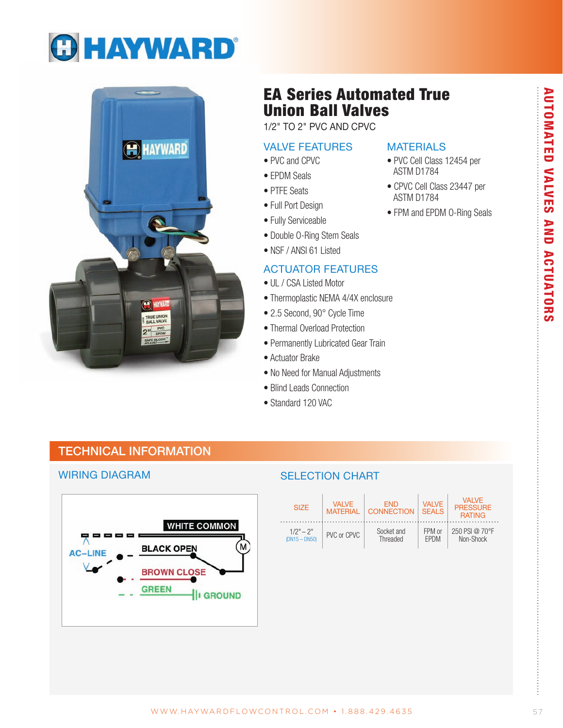# EA Series Automated True Union Ball Valves

1/2" TO 2" PVC AND CPVC

## VALVE FEATURES

- PVC and CPVC
- EPDM Seals
- PTFE Seats
- Full Port Design
- Fully Serviceable
- Double O-Ring Stem Seals
- NSF / ANSI 61 Listed

## MATERIALS

- PVC Cell Class 12454 per ASTM D1784
- CPVC Cell Class 23447 per ASTM D1784
- FPM and EPDM O-Ring Seals

## ACTUATOR FEATURES

- UL / CSA Listed Motor
- Thermoplastic NEMA 4/4X enclosure
- 2.5 Second, 90° Cycle Time
- Thermal Overload Protection
- Permanently Lubricated Gear Train
- Actuator Brake
- No Need for Manual Adjustments
- Blind Leads Connection
- Standard 120 VAC

## TECHNICAL INFORMATION

### WIRING DIAGRAM

AC–LINE
WHITE COMMON
BLACK OPEN
BROWN CLOSE
GREEN
GROUND
M

### SELECTION CHART

| SIZE | VALVE MATERIAL | END CONNECTION | VALVE SEALS | VALVE PRESSURE RATING |
|---|---|---|---|---|
| 1/2" – 2" (DN15 – DN50) | PVC or CPVC | Socket and Threaded | FPM or EPDM | 250 PSI @ 70°F Non-Shock |

AUTOMATED VALVES AND ACTUATORS

WWW.HAYWARDFLOWCONTROL.COM • 1.888.429.4635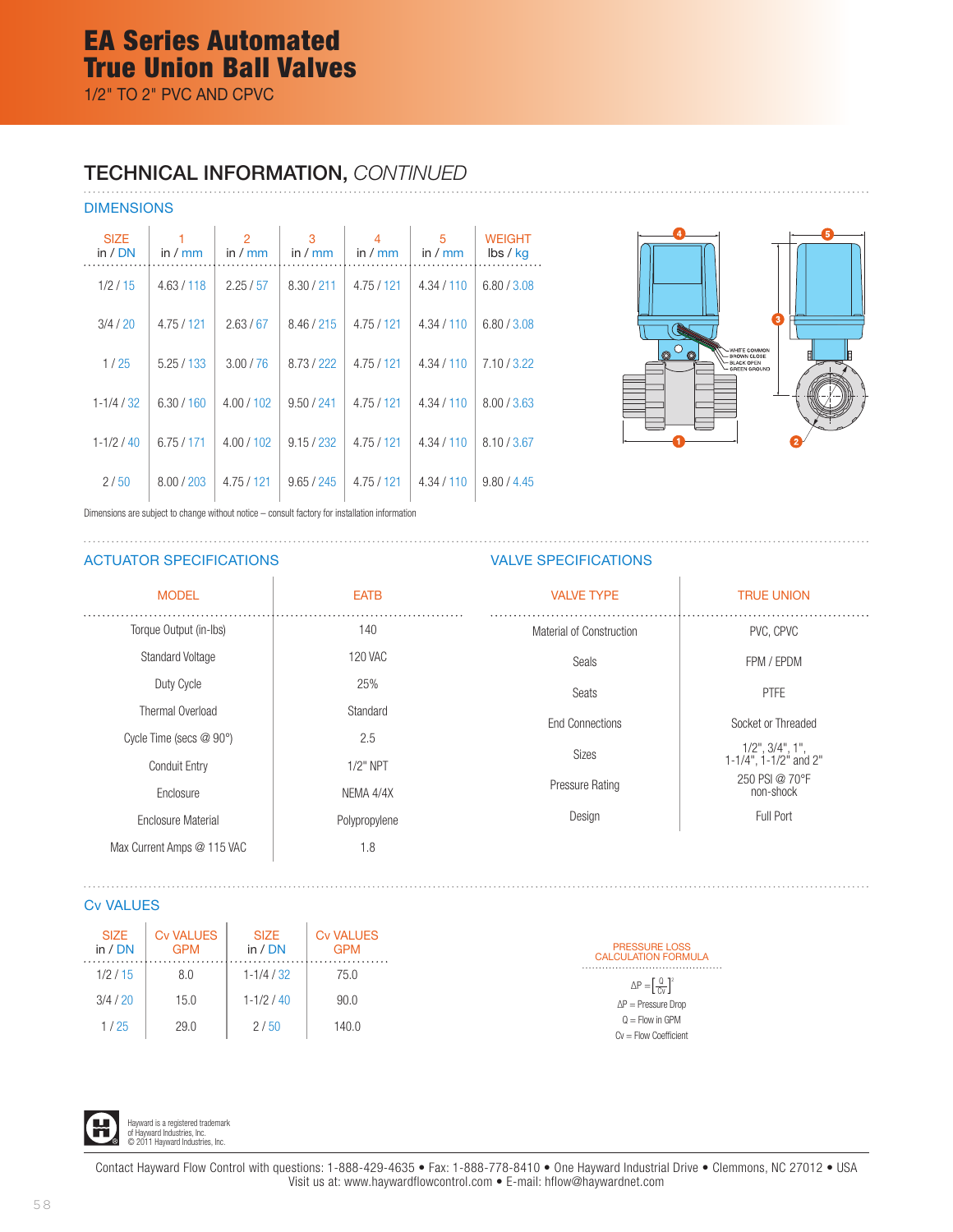# EA Series Automated True Union Ball Valves

1/2" TO 2" PVC AND CPVC

## TECHNICAL INFORMATION, *CONTINUED*

### DIMENSIONS

| SIZE in / DN | 1 in / mm | 2 in / mm | 3 in / mm | 4 in / mm | 5 in / mm | WEIGHT lbs / kg |
|---|---|---|---|---|---|---|
| 1/2 / 15 | 4.63 / 118 | 2.25 / 57 | 8.30 / 211 | 4.75 / 121 | 4.34 / 110 | 6.80 / 3.08 |
| 3/4 / 20 | 4.75 / 121 | 2.63 / 67 | 8.46 / 215 | 4.75 / 121 | 4.34 / 110 | 6.80 / 3.08 |
| 1 / 25 | 5.25 / 133 | 3.00 / 76 | 8.73 / 222 | 4.75 / 121 | 4.34 / 110 | 7.10 / 3.22 |
| 1-1/4 / 32 | 6.30 / 160 | 4.00 / 102 | 9.50 / 241 | 4.75 / 121 | 4.34 / 110 | 8.00 / 3.63 |
| 1-1/2 / 40 | 6.75 / 171 | 4.00 / 102 | 9.15 / 232 | 4.75 / 121 | 4.34 / 110 | 8.10 / 3.67 |
| 2 / 50 | 8.00 / 203 | 4.75 / 121 | 9.65 / 245 | 4.75 / 121 | 4.34 / 110 | 9.80 / 4.45 |

Dimensions are subject to change without notice – consult factory for installation information

WHITE COMMON
BROWN CLOSE
BLACK OPEN
GREEN GROUND

### ACTUATOR SPECIFICATIONS

| MODEL | EATB |
|---|---|
| Torque Output (in-lbs) | 140 |
| Standard Voltage | 120 VAC |
| Duty Cycle | 25% |
| Thermal Overload | Standard |
| Cycle Time (secs @ 90°) | 2.5 |
| Conduit Entry | 1/2" NPT |
| Enclosure | NEMA 4/4X |
| Enclosure Material | Polypropylene |
| Max Current Amps @ 115 VAC | 1.8 |

### VALVE SPECIFICATIONS

| VALVE TYPE | TRUE UNION |
|---|---|
| Material of Construction | PVC, CPVC |
| Seals | FPM / EPDM |
| Seats | PTFE |
| End Connections | Socket or Threaded |
| Sizes | 1/2", 3/4", 1", 1-1/4", 1-1/2" and 2" |
| Pressure Rating | 250 PSI @ 70°F non-shock |
| Design | Full Port |

### Cv VALUES

| SIZE in / DN | Cv VALUES GPM | SIZE in / DN | Cv VALUES GPM |
|---|---|---|---|
| 1/2 / 15 | 8.0 | 1-1/4 / 32 | 75.0 |
| 3/4 / 20 | 15.0 | 1-1/2 / 40 | 90.0 |
| 1 / 25 | 29.0 | 2 / 50 | 140.0 |

PRESSURE LOSS CALCULATION FORMULA

$$\Delta P = \left[\frac{Q}{Cv}\right]^2$$

$\Delta P$ = Pressure Drop
Q = Flow in GPM
Cv = Flow Coefficient

Hayward is a registered trademark of Hayward Industries, Inc.
© 2011 Hayward Industries, Inc.

Contact Hayward Flow Control with questions: 1-888-429-4635 • Fax: 1-888-778-8410 • One Hayward Industrial Drive • Clemmons, NC 27012 • USA
Visit us at: www.haywardflowcontrol.com • E-mail: hflow@haywardnet.com